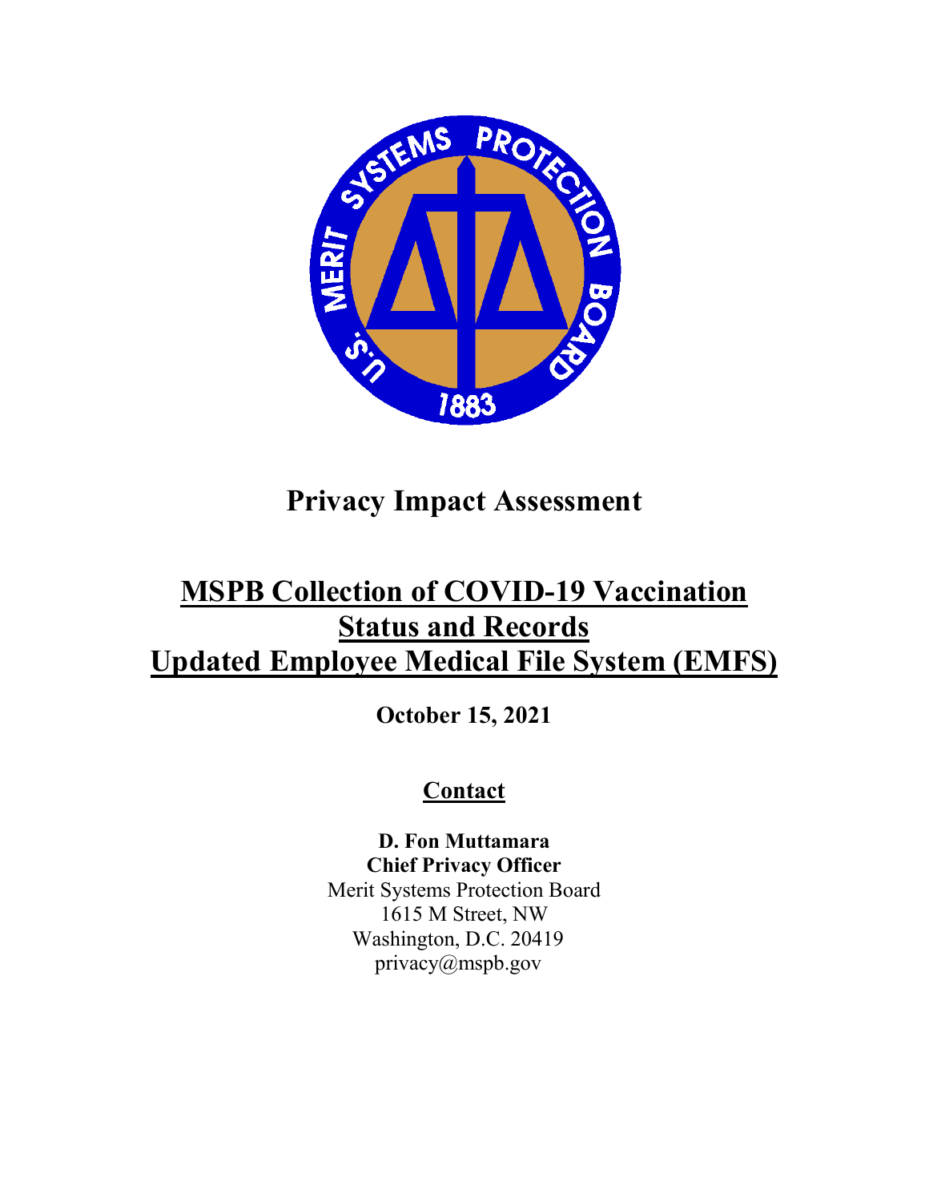# Privacy Impact Assessment

## MSPB Collection of COVID-19 Vaccination Status and Records Updated Employee Medical File System (EMFS)

**October 15, 2021**

### Contact

**D. Fon Muttamara**
**Chief Privacy Officer**
Merit Systems Protection Board
1615 M Street, NW
Washington, D.C. 20419
privacy@mspb.gov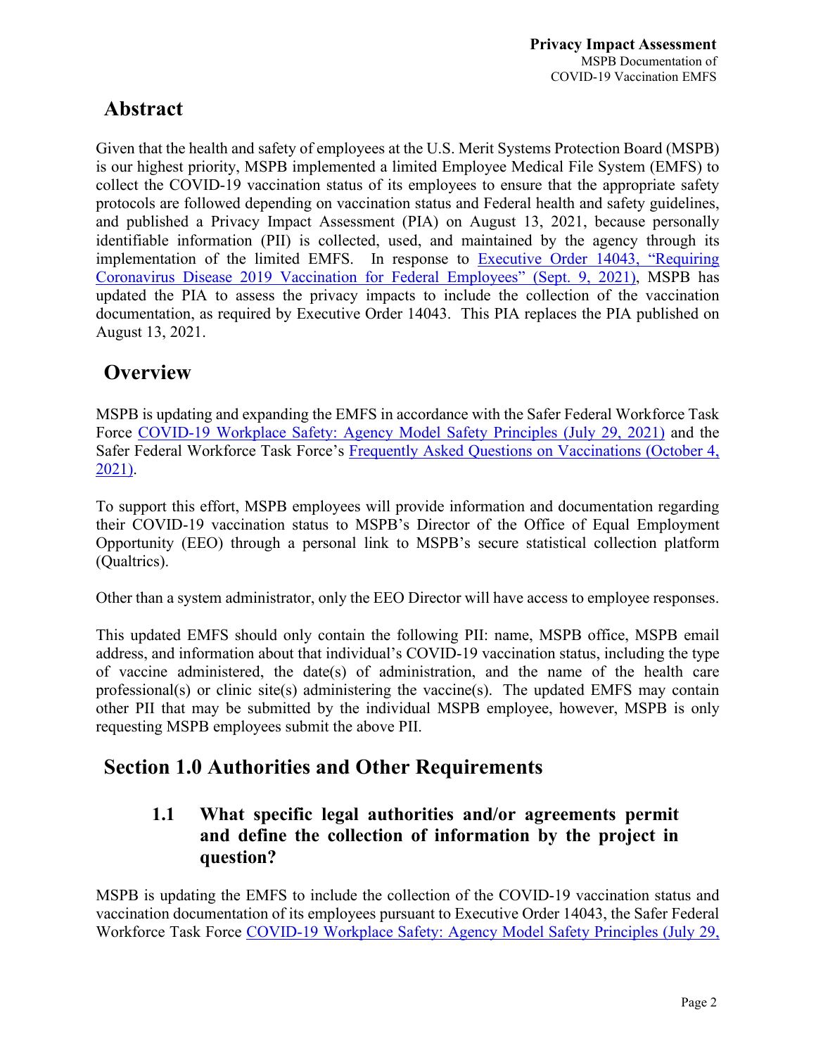## Abstract

Given that the health and safety of employees at the U.S. Merit Systems Protection Board (MSPB) is our highest priority, MSPB implemented a limited Employee Medical File System (EMFS) to collect the COVID-19 vaccination status of its employees to ensure that the appropriate safety protocols are followed depending on vaccination status and Federal health and safety guidelines, and published a Privacy Impact Assessment (PIA) on August 13, 2021, because personally identifiable information (PII) is collected, used, and maintained by the agency through its implementation of the limited EMFS. In response to Executive Order 14043, "Requiring Coronavirus Disease 2019 Vaccination for Federal Employees" (Sept. 9, 2021), MSPB has updated the PIA to assess the privacy impacts to include the collection of the vaccination documentation, as required by Executive Order 14043. This PIA replaces the PIA published on August 13, 2021.

## Overview

MSPB is updating and expanding the EMFS in accordance with the Safer Federal Workforce Task Force COVID-19 Workplace Safety: Agency Model Safety Principles (July 29, 2021) and the Safer Federal Workforce Task Force's Frequently Asked Questions on Vaccinations (October 4, 2021).

To support this effort, MSPB employees will provide information and documentation regarding their COVID-19 vaccination status to MSPB's Director of the Office of Equal Employment Opportunity (EEO) through a personal link to MSPB's secure statistical collection platform (Qualtrics).

Other than a system administrator, only the EEO Director will have access to employee responses.

This updated EMFS should only contain the following PII: name, MSPB office, MSPB email address, and information about that individual's COVID-19 vaccination status, including the type of vaccine administered, the date(s) of administration, and the name of the health care professional(s) or clinic site(s) administering the vaccine(s). The updated EMFS may contain other PII that may be submitted by the individual MSPB employee, however, MSPB is only requesting MSPB employees submit the above PII.

## Section 1.0 Authorities and Other Requirements

### 1.1 What specific legal authorities and/or agreements permit and define the collection of information by the project in question?

MSPB is updating the EMFS to include the collection of the COVID-19 vaccination status and vaccination documentation of its employees pursuant to Executive Order 14043, the Safer Federal Workforce Task Force COVID-19 Workplace Safety: Agency Model Safety Principles (July 29,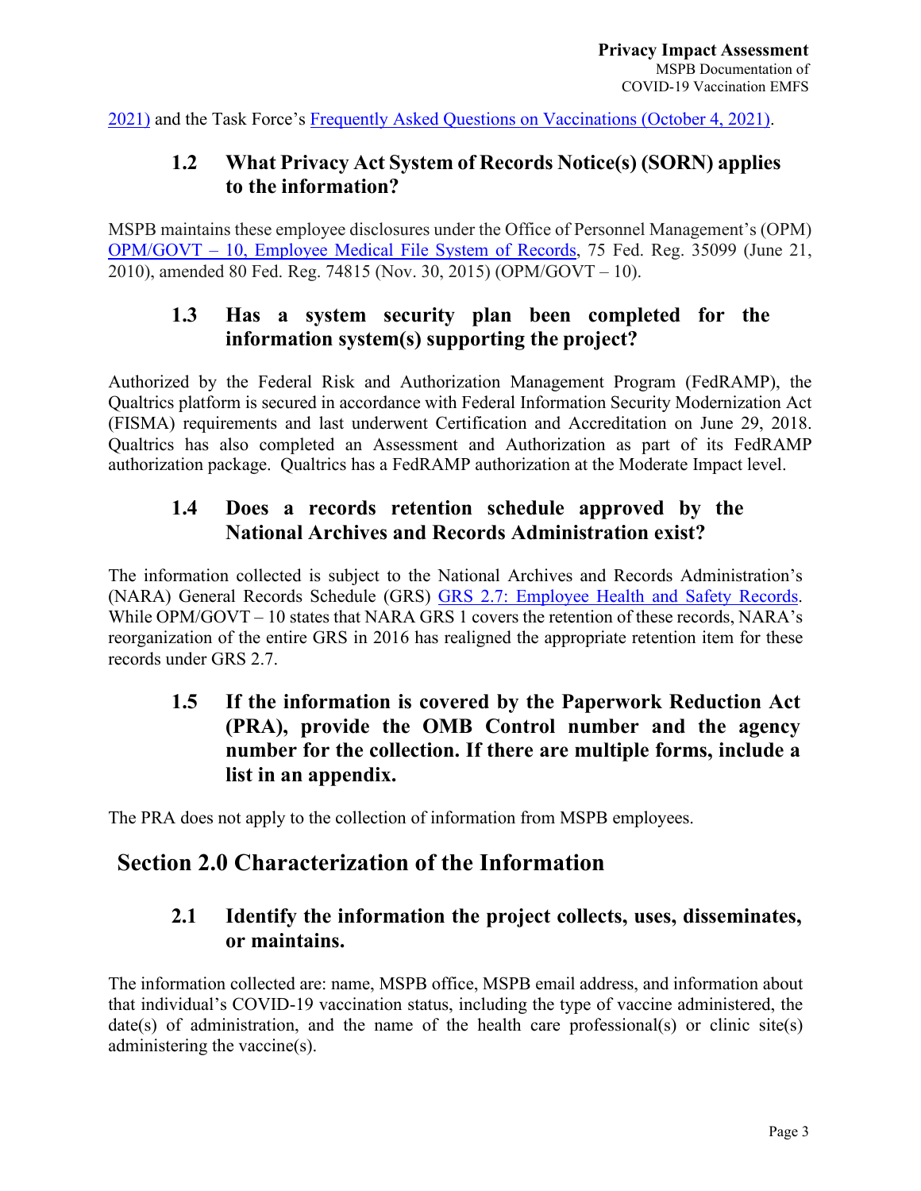2021) and the Task Force's Frequently Asked Questions on Vaccinations (October 4, 2021).

### 1.2 What Privacy Act System of Records Notice(s) (SORN) applies to the information?

MSPB maintains these employee disclosures under the Office of Personnel Management's (OPM) OPM/GOVT – 10, Employee Medical File System of Records, 75 Fed. Reg. 35099 (June 21, 2010), amended 80 Fed. Reg. 74815 (Nov. 30, 2015) (OPM/GOVT – 10).

### 1.3 Has a system security plan been completed for the information system(s) supporting the project?

Authorized by the Federal Risk and Authorization Management Program (FedRAMP), the Qualtrics platform is secured in accordance with Federal Information Security Modernization Act (FISMA) requirements and last underwent Certification and Accreditation on June 29, 2018. Qualtrics has also completed an Assessment and Authorization as part of its FedRAMP authorization package. Qualtrics has a FedRAMP authorization at the Moderate Impact level.

### 1.4 Does a records retention schedule approved by the National Archives and Records Administration exist?

The information collected is subject to the National Archives and Records Administration's (NARA) General Records Schedule (GRS) GRS 2.7: Employee Health and Safety Records. While OPM/GOVT – 10 states that NARA GRS 1 covers the retention of these records, NARA's reorganization of the entire GRS in 2016 has realigned the appropriate retention item for these records under GRS 2.7.

### 1.5 If the information is covered by the Paperwork Reduction Act (PRA), provide the OMB Control number and the agency number for the collection. If there are multiple forms, include a list in an appendix.

The PRA does not apply to the collection of information from MSPB employees.

## Section 2.0 Characterization of the Information

### 2.1 Identify the information the project collects, uses, disseminates, or maintains.

The information collected are: name, MSPB office, MSPB email address, and information about that individual's COVID-19 vaccination status, including the type of vaccine administered, the date(s) of administration, and the name of the health care professional(s) or clinic site(s) administering the vaccine(s).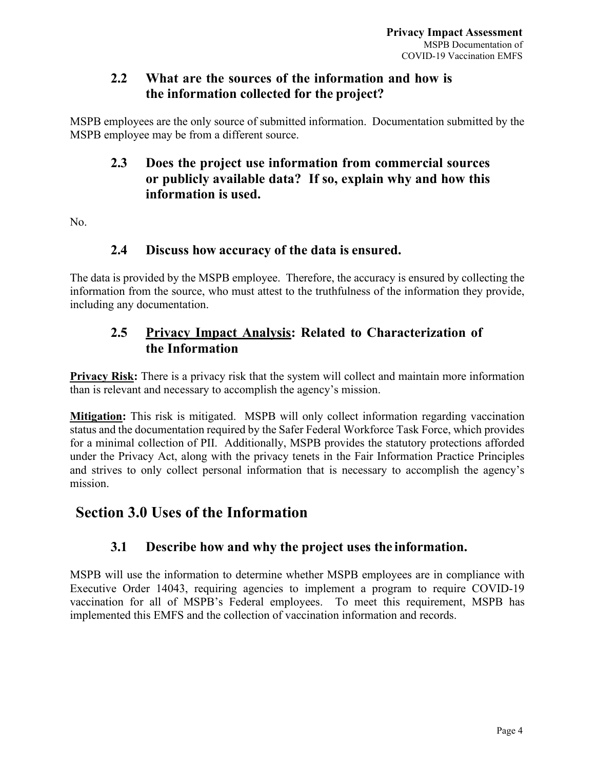### 2.2 What are the sources of the information and how is the information collected for the project?

MSPB employees are the only source of submitted information. Documentation submitted by the MSPB employee may be from a different source.

### 2.3 Does the project use information from commercial sources or publicly available data? If so, explain why and how this information is used.

No.

### 2.4 Discuss how accuracy of the data is ensured.

The data is provided by the MSPB employee. Therefore, the accuracy is ensured by collecting the information from the source, who must attest to the truthfulness of the information they provide, including any documentation.

### 2.5 Privacy Impact Analysis: Related to Characterization of the Information

**Privacy Risk:** There is a privacy risk that the system will collect and maintain more information than is relevant and necessary to accomplish the agency's mission.

**Mitigation:** This risk is mitigated. MSPB will only collect information regarding vaccination status and the documentation required by the Safer Federal Workforce Task Force, which provides for a minimal collection of PII. Additionally, MSPB provides the statutory protections afforded under the Privacy Act, along with the privacy tenets in the Fair Information Practice Principles and strives to only collect personal information that is necessary to accomplish the agency's mission.

## Section 3.0 Uses of the Information

### 3.1 Describe how and why the project uses the information.

MSPB will use the information to determine whether MSPB employees are in compliance with Executive Order 14043, requiring agencies to implement a program to require COVID-19 vaccination for all of MSPB's Federal employees. To meet this requirement, MSPB has implemented this EMFS and the collection of vaccination information and records.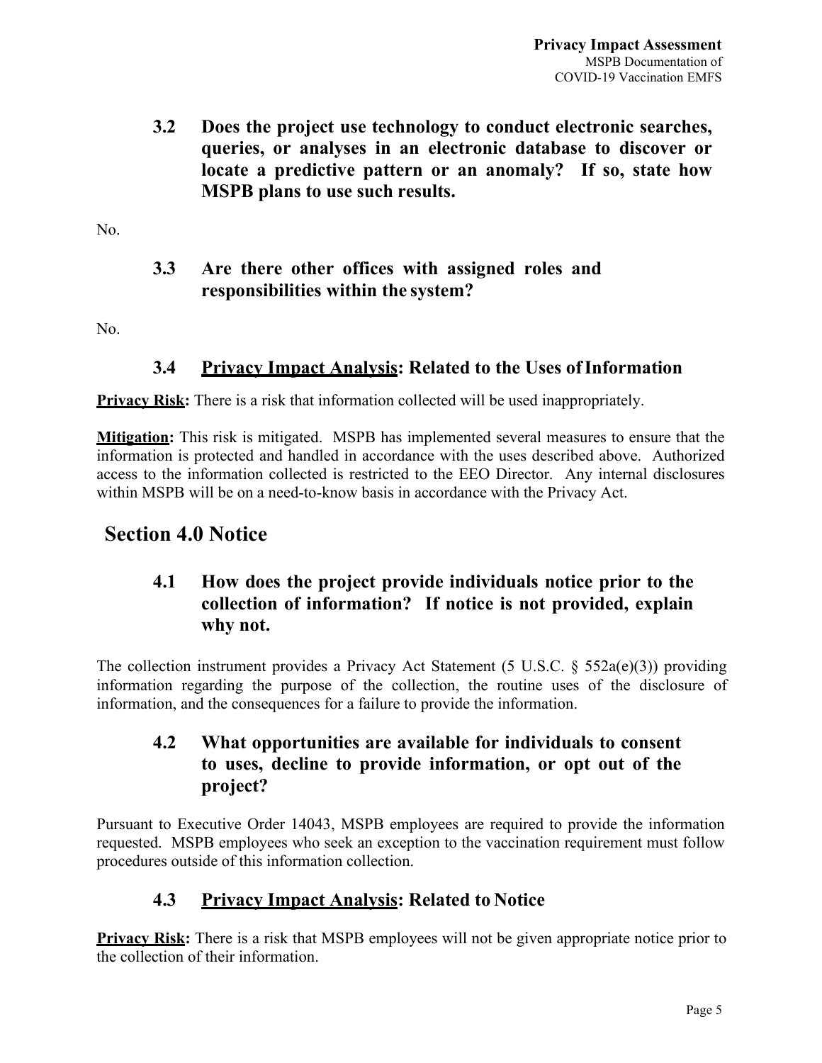### 3.2 Does the project use technology to conduct electronic searches, queries, or analyses in an electronic database to discover or locate a predictive pattern or an anomaly? If so, state how MSPB plans to use such results.

No.

### 3.3 Are there other offices with assigned roles and responsibilities within the system?

No.

### 3.4 Privacy Impact Analysis: Related to the Uses of Information

**Privacy Risk:** There is a risk that information collected will be used inappropriately.

**Mitigation:** This risk is mitigated. MSPB has implemented several measures to ensure that the information is protected and handled in accordance with the uses described above. Authorized access to the information collected is restricted to the EEO Director. Any internal disclosures within MSPB will be on a need-to-know basis in accordance with the Privacy Act.

## Section 4.0 Notice

### 4.1 How does the project provide individuals notice prior to the collection of information? If notice is not provided, explain why not.

The collection instrument provides a Privacy Act Statement (5 U.S.C. § 552a(e)(3)) providing information regarding the purpose of the collection, the routine uses of the disclosure of information, and the consequences for a failure to provide the information.

### 4.2 What opportunities are available for individuals to consent to uses, decline to provide information, or opt out of the project?

Pursuant to Executive Order 14043, MSPB employees are required to provide the information requested. MSPB employees who seek an exception to the vaccination requirement must follow procedures outside of this information collection.

### 4.3 Privacy Impact Analysis: Related to Notice

**Privacy Risk:** There is a risk that MSPB employees will not be given appropriate notice prior to the collection of their information.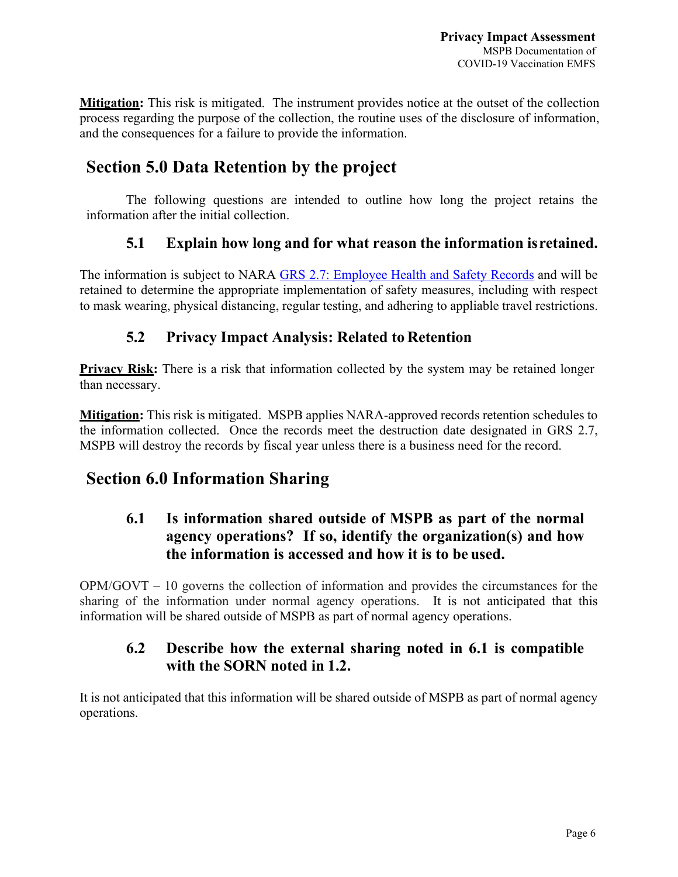**Mitigation:** This risk is mitigated. The instrument provides notice at the outset of the collection process regarding the purpose of the collection, the routine uses of the disclosure of information, and the consequences for a failure to provide the information.

## Section 5.0 Data Retention by the project

The following questions are intended to outline how long the project retains the information after the initial collection.

### 5.1 Explain how long and for what reason the information is retained.

The information is subject to NARA [GRS 2.7: Employee Health and Safety Records] and will be retained to determine the appropriate implementation of safety measures, including with respect to mask wearing, physical distancing, regular testing, and adhering to appliable travel restrictions.

### 5.2 Privacy Impact Analysis: Related to Retention

**Privacy Risk:** There is a risk that information collected by the system may be retained longer than necessary.

**Mitigation:** This risk is mitigated. MSPB applies NARA-approved records retention schedules to the information collected. Once the records meet the destruction date designated in GRS 2.7, MSPB will destroy the records by fiscal year unless there is a business need for the record.

## Section 6.0 Information Sharing

### 6.1 Is information shared outside of MSPB as part of the normal agency operations? If so, identify the organization(s) and how the information is accessed and how it is to be used.

OPM/GOVT – 10 governs the collection of information and provides the circumstances for the sharing of the information under normal agency operations. It is not anticipated that this information will be shared outside of MSPB as part of normal agency operations.

### 6.2 Describe how the external sharing noted in 6.1 is compatible with the SORN noted in 1.2.

It is not anticipated that this information will be shared outside of MSPB as part of normal agency operations.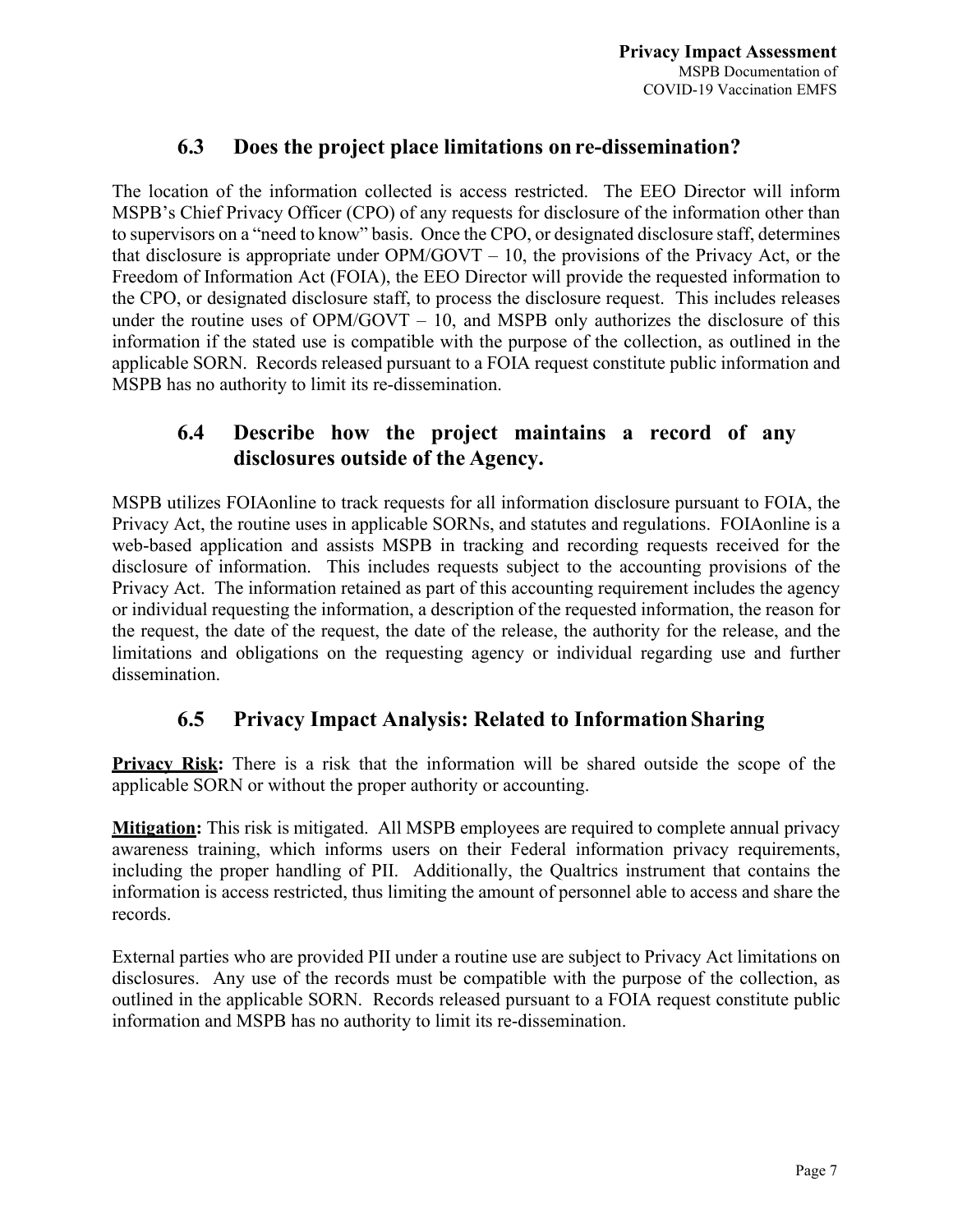### 6.3 Does the project place limitations on re-dissemination?

The location of the information collected is access restricted. The EEO Director will inform MSPB's Chief Privacy Officer (CPO) of any requests for disclosure of the information other than to supervisors on a "need to know" basis. Once the CPO, or designated disclosure staff, determines that disclosure is appropriate under OPM/GOVT – 10, the provisions of the Privacy Act, or the Freedom of Information Act (FOIA), the EEO Director will provide the requested information to the CPO, or designated disclosure staff, to process the disclosure request. This includes releases under the routine uses of OPM/GOVT – 10, and MSPB only authorizes the disclosure of this information if the stated use is compatible with the purpose of the collection, as outlined in the applicable SORN. Records released pursuant to a FOIA request constitute public information and MSPB has no authority to limit its re-dissemination.

### 6.4 Describe how the project maintains a record of any disclosures outside of the Agency.

MSPB utilizes FOIAonline to track requests for all information disclosure pursuant to FOIA, the Privacy Act, the routine uses in applicable SORNs, and statutes and regulations. FOIAonline is a web-based application and assists MSPB in tracking and recording requests received for the disclosure of information. This includes requests subject to the accounting provisions of the Privacy Act. The information retained as part of this accounting requirement includes the agency or individual requesting the information, a description of the requested information, the reason for the request, the date of the request, the date of the release, the authority for the release, and the limitations and obligations on the requesting agency or individual regarding use and further dissemination.

### 6.5 Privacy Impact Analysis: Related to Information Sharing

**Privacy Risk:** There is a risk that the information will be shared outside the scope of the applicable SORN or without the proper authority or accounting.

**Mitigation:** This risk is mitigated. All MSPB employees are required to complete annual privacy awareness training, which informs users on their Federal information privacy requirements, including the proper handling of PII. Additionally, the Qualtrics instrument that contains the information is access restricted, thus limiting the amount of personnel able to access and share the records.

External parties who are provided PII under a routine use are subject to Privacy Act limitations on disclosures. Any use of the records must be compatible with the purpose of the collection, as outlined in the applicable SORN. Records released pursuant to a FOIA request constitute public information and MSPB has no authority to limit its re-dissemination.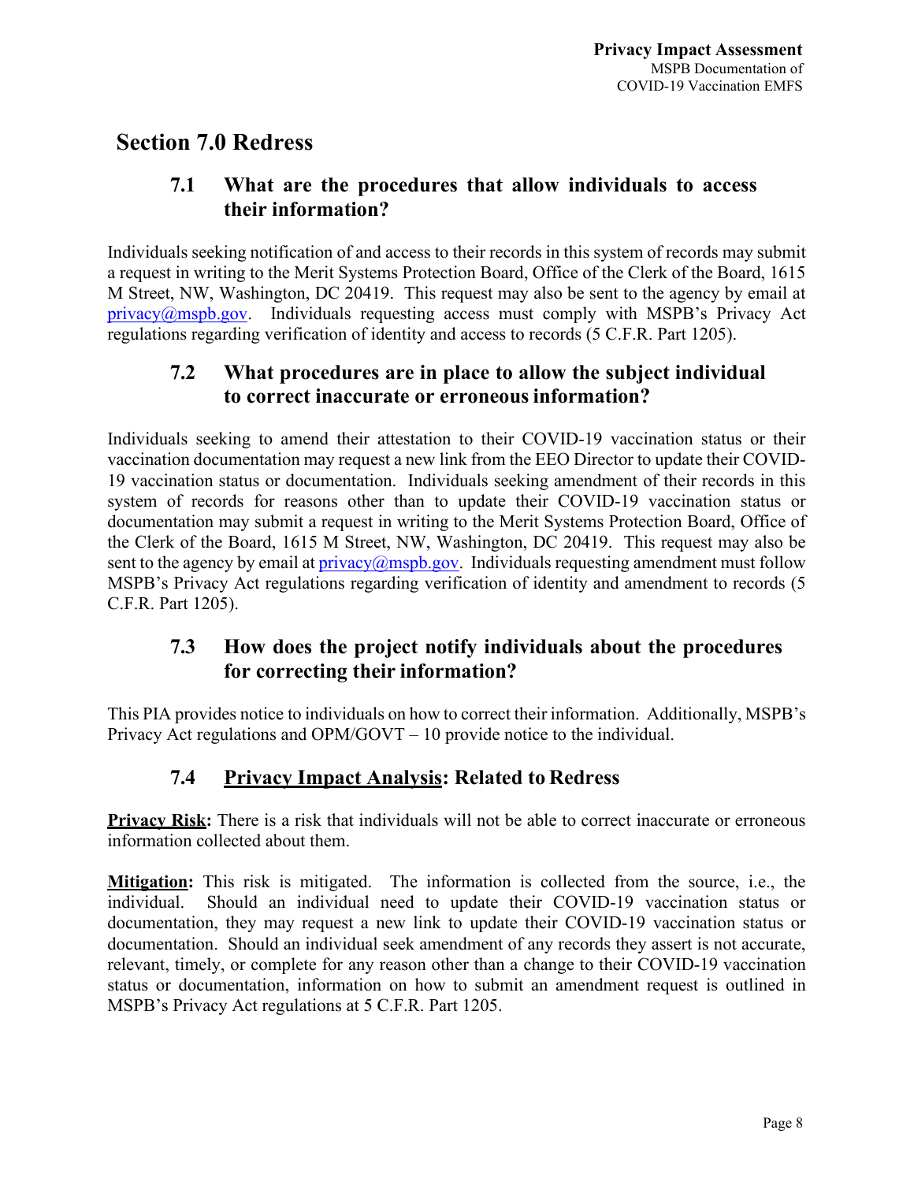## Section 7.0 Redress

### 7.1 What are the procedures that allow individuals to access their information?

Individuals seeking notification of and access to their records in this system of records may submit a request in writing to the Merit Systems Protection Board, Office of the Clerk of the Board, 1615 M Street, NW, Washington, DC 20419. This request may also be sent to the agency by email at privacy@mspb.gov. Individuals requesting access must comply with MSPB's Privacy Act regulations regarding verification of identity and access to records (5 C.F.R. Part 1205).

### 7.2 What procedures are in place to allow the subject individual to correct inaccurate or erroneous information?

Individuals seeking to amend their attestation to their COVID-19 vaccination status or their vaccination documentation may request a new link from the EEO Director to update their COVID-19 vaccination status or documentation. Individuals seeking amendment of their records in this system of records for reasons other than to update their COVID-19 vaccination status or documentation may submit a request in writing to the Merit Systems Protection Board, Office of the Clerk of the Board, 1615 M Street, NW, Washington, DC 20419. This request may also be sent to the agency by email at privacy@mspb.gov. Individuals requesting amendment must follow MSPB's Privacy Act regulations regarding verification of identity and amendment to records (5 C.F.R. Part 1205).

### 7.3 How does the project notify individuals about the procedures for correcting their information?

This PIA provides notice to individuals on how to correct their information. Additionally, MSPB's Privacy Act regulations and OPM/GOVT – 10 provide notice to the individual.

### 7.4 Privacy Impact Analysis: Related to Redress

**Privacy Risk:** There is a risk that individuals will not be able to correct inaccurate or erroneous information collected about them.

**Mitigation:** This risk is mitigated. The information is collected from the source, i.e., the individual. Should an individual need to update their COVID-19 vaccination status or documentation, they may request a new link to update their COVID-19 vaccination status or documentation. Should an individual seek amendment of any records they assert is not accurate, relevant, timely, or complete for any reason other than a change to their COVID-19 vaccination status or documentation, information on how to submit an amendment request is outlined in MSPB's Privacy Act regulations at 5 C.F.R. Part 1205.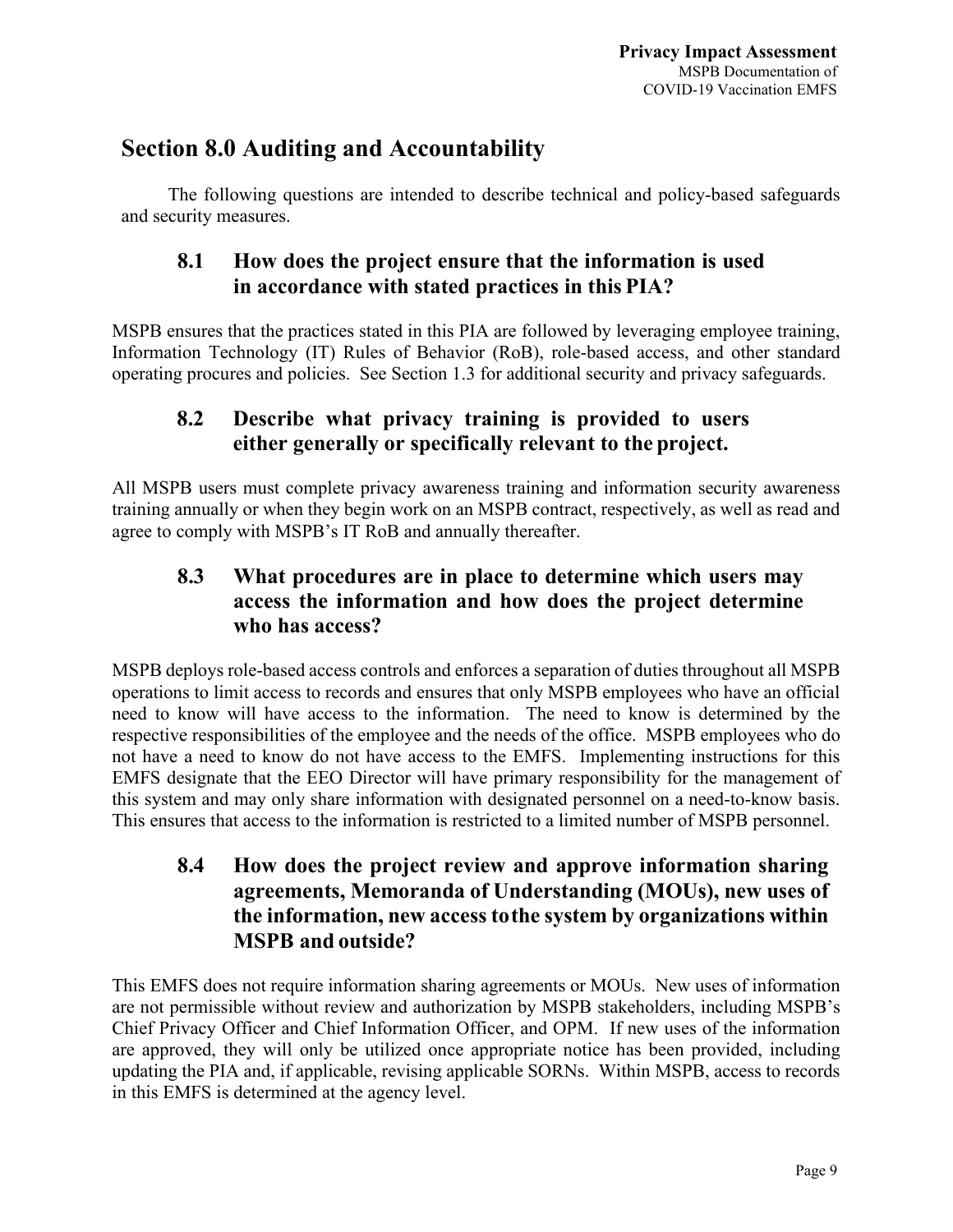## Section 8.0 Auditing and Accountability

The following questions are intended to describe technical and policy-based safeguards and security measures.

### 8.1 How does the project ensure that the information is used in accordance with stated practices in this PIA?

MSPB ensures that the practices stated in this PIA are followed by leveraging employee training, Information Technology (IT) Rules of Behavior (RoB), role-based access, and other standard operating procures and policies. See Section 1.3 for additional security and privacy safeguards.

### 8.2 Describe what privacy training is provided to users either generally or specifically relevant to the project.

All MSPB users must complete privacy awareness training and information security awareness training annually or when they begin work on an MSPB contract, respectively, as well as read and agree to comply with MSPB's IT RoB and annually thereafter.

### 8.3 What procedures are in place to determine which users may access the information and how does the project determine who has access?

MSPB deploys role-based access controls and enforces a separation of duties throughout all MSPB operations to limit access to records and ensures that only MSPB employees who have an official need to know will have access to the information. The need to know is determined by the respective responsibilities of the employee and the needs of the office. MSPB employees who do not have a need to know do not have access to the EMFS. Implementing instructions for this EMFS designate that the EEO Director will have primary responsibility for the management of this system and may only share information with designated personnel on a need-to-know basis. This ensures that access to the information is restricted to a limited number of MSPB personnel.

### 8.4 How does the project review and approve information sharing agreements, Memoranda of Understanding (MOUs), new uses of the information, new access to the system by organizations within MSPB and outside?

This EMFS does not require information sharing agreements or MOUs. New uses of information are not permissible without review and authorization by MSPB stakeholders, including MSPB's Chief Privacy Officer and Chief Information Officer, and OPM. If new uses of the information are approved, they will only be utilized once appropriate notice has been provided, including updating the PIA and, if applicable, revising applicable SORNs. Within MSPB, access to records in this EMFS is determined at the agency level.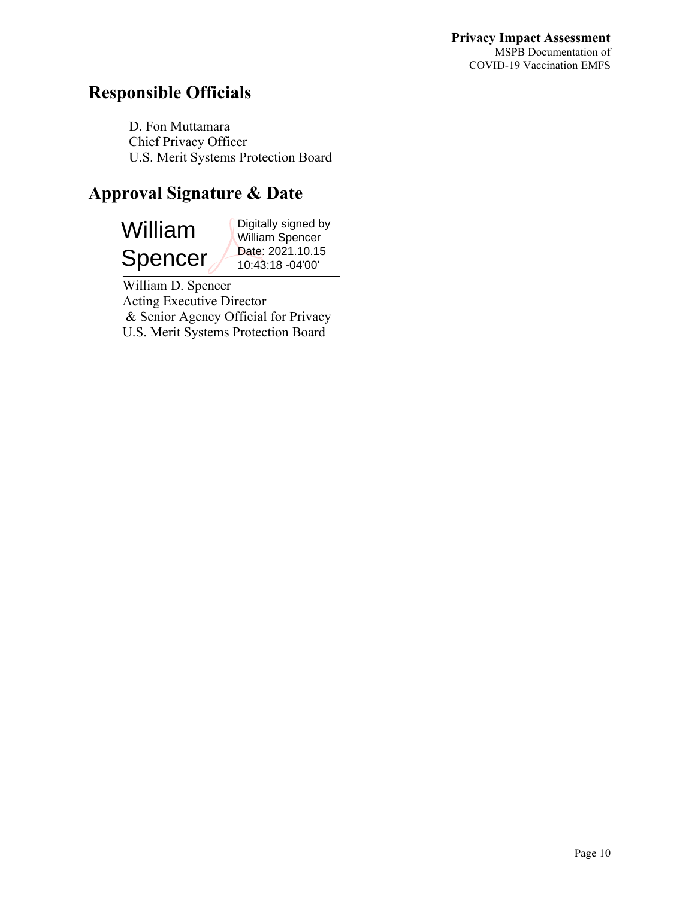## Responsible Officials

D. Fon Muttamara
Chief Privacy Officer
U.S. Merit Systems Protection Board

## Approval Signature & Date

William Spencer

Digitally signed by William Spencer
Date: 2021.10.15 10:43:18 -04'00'

William D. Spencer
Acting Executive Director
& Senior Agency Official for Privacy
U.S. Merit Systems Protection Board